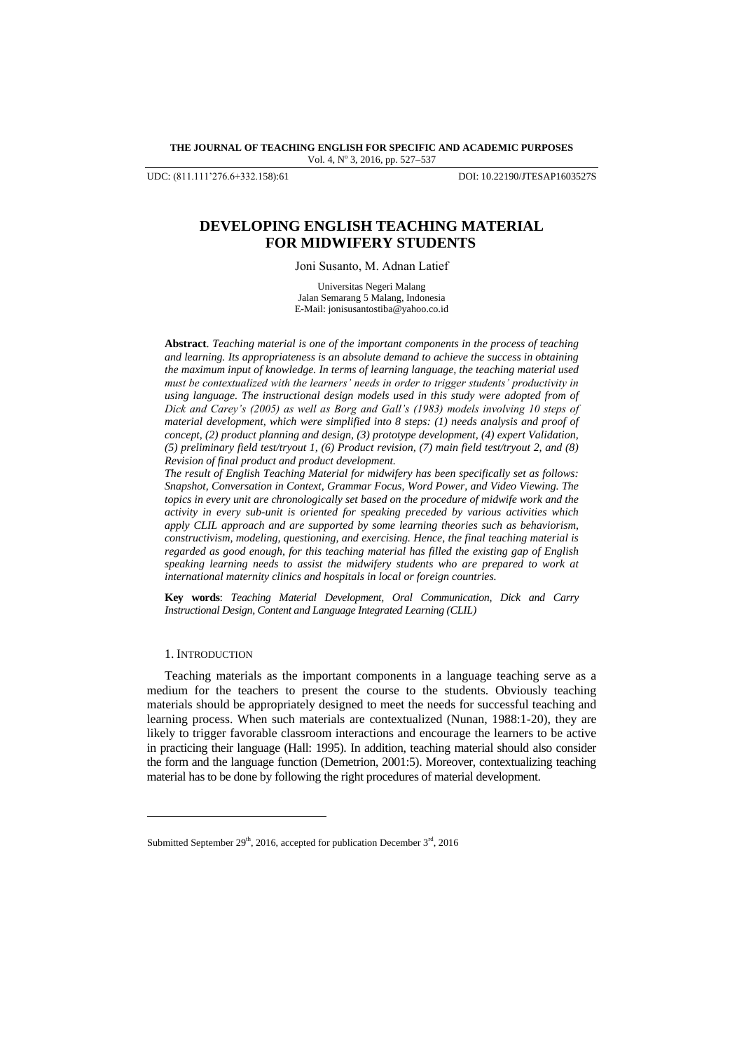UDC: (811.111'276.6+332.158):61 DOI: 10.22190/JTESAP1603527S

# DEVELOPING ENGLISH TEACHING MATERIAL FOR MIDWIFERY STUDENTS

Joni Susanto, M. Adnan Latief

Universitas Negeri Malang
Jalan Semarang 5 Malang, Indonesia
E-Mail: jonisusantostiba@yahoo.co.id

**Abstract**. *Teaching material is one of the important components in the process of teaching and learning. Its appropriateness is an absolute demand to achieve the success in obtaining the maximum input of knowledge. In terms of learning language, the teaching material used must be contextualized with the learners' needs in order to trigger students' productivity in using language. The instructional design models used in this study were adopted from of Dick and Carey's (2005) as well as Borg and Gall's (1983) models involving 10 steps of material development, which were simplified into 8 steps: (1) needs analysis and proof of concept, (2) product planning and design, (3) prototype development, (4) expert Validation, (5) preliminary field test/tryout 1, (6) Product revision, (7) main field test/tryout 2, and (8) Revision of final product and product development.*

*The result of English Teaching Material for midwifery has been specifically set as follows: Snapshot, Conversation in Context, Grammar Focus, Word Power, and Video Viewing. The topics in every unit are chronologically set based on the procedure of midwife work and the activity in every sub-unit is oriented for speaking preceded by various activities which apply CLIL approach and are supported by some learning theories such as behaviorism, constructivism, modeling, questioning, and exercising. Hence, the final teaching material is regarded as good enough, for this teaching material has filled the existing gap of English speaking learning needs to assist the midwifery students who are prepared to work at international maternity clinics and hospitals in local or foreign countries.*

**Key words**: *Teaching Material Development, Oral Communication, Dick and Carry Instructional Design, Content and Language Integrated Learning (CLIL)*

## 1. INTRODUCTION

Teaching materials as the important components in a language teaching serve as a medium for the teachers to present the course to the students. Obviously teaching materials should be appropriately designed to meet the needs for successful teaching and learning process. When such materials are contextualized (Nunan, 1988:1-20), they are likely to trigger favorable classroom interactions and encourage the learners to be active in practicing their language (Hall: 1995). In addition, teaching material should also consider the form and the language function (Demetrion, 2001:5). Moreover, contextualizing teaching material has to be done by following the right procedures of material development.

---

Submitted September 29th, 2016, accepted for publication December 3rd, 2016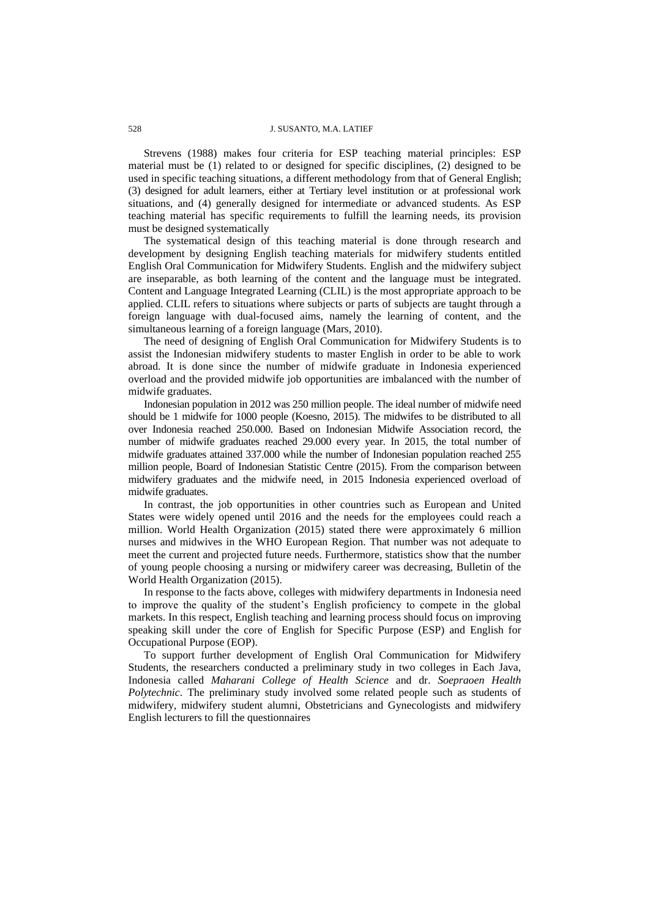Strevens (1988) makes four criteria for ESP teaching material principles: ESP material must be (1) related to or designed for specific disciplines, (2) designed to be used in specific teaching situations, a different methodology from that of General English; (3) designed for adult learners, either at Tertiary level institution or at professional work situations, and (4) generally designed for intermediate or advanced students. As ESP teaching material has specific requirements to fulfill the learning needs, its provision must be designed systematically

The systematical design of this teaching material is done through research and development by designing English teaching materials for midwifery students entitled English Oral Communication for Midwifery Students. English and the midwifery subject are inseparable, as both learning of the content and the language must be integrated. Content and Language Integrated Learning (CLIL) is the most appropriate approach to be applied. CLIL refers to situations where subjects or parts of subjects are taught through a foreign language with dual-focused aims, namely the learning of content, and the simultaneous learning of a foreign language (Mars, 2010).

The need of designing of English Oral Communication for Midwifery Students is to assist the Indonesian midwifery students to master English in order to be able to work abroad. It is done since the number of midwife graduate in Indonesia experienced overload and the provided midwife job opportunities are imbalanced with the number of midwife graduates.

Indonesian population in 2012 was 250 million people. The ideal number of midwife need should be 1 midwife for 1000 people (Koesno, 2015). The midwifes to be distributed to all over Indonesia reached 250.000. Based on Indonesian Midwife Association record, the number of midwife graduates reached 29.000 every year. In 2015, the total number of midwife graduates attained 337.000 while the number of Indonesian population reached 255 million people, Board of Indonesian Statistic Centre (2015). From the comparison between midwifery graduates and the midwife need, in 2015 Indonesia experienced overload of midwife graduates.

In contrast, the job opportunities in other countries such as European and United States were widely opened until 2016 and the needs for the employees could reach a million. World Health Organization (2015) stated there were approximately 6 million nurses and midwives in the WHO European Region. That number was not adequate to meet the current and projected future needs. Furthermore, statistics show that the number of young people choosing a nursing or midwifery career was decreasing, Bulletin of the World Health Organization (2015).

In response to the facts above, colleges with midwifery departments in Indonesia need to improve the quality of the student's English proficiency to compete in the global markets. In this respect, English teaching and learning process should focus on improving speaking skill under the core of English for Specific Purpose (ESP) and English for Occupational Purpose (EOP).

To support further development of English Oral Communication for Midwifery Students, the researchers conducted a preliminary study in two colleges in Each Java, Indonesia called *Maharani College of Health Science* and dr. *Soepraoen Health Polytechnic*. The preliminary study involved some related people such as students of midwifery, midwifery student alumni, Obstetricians and Gynecologists and midwifery English lecturers to fill the questionnaires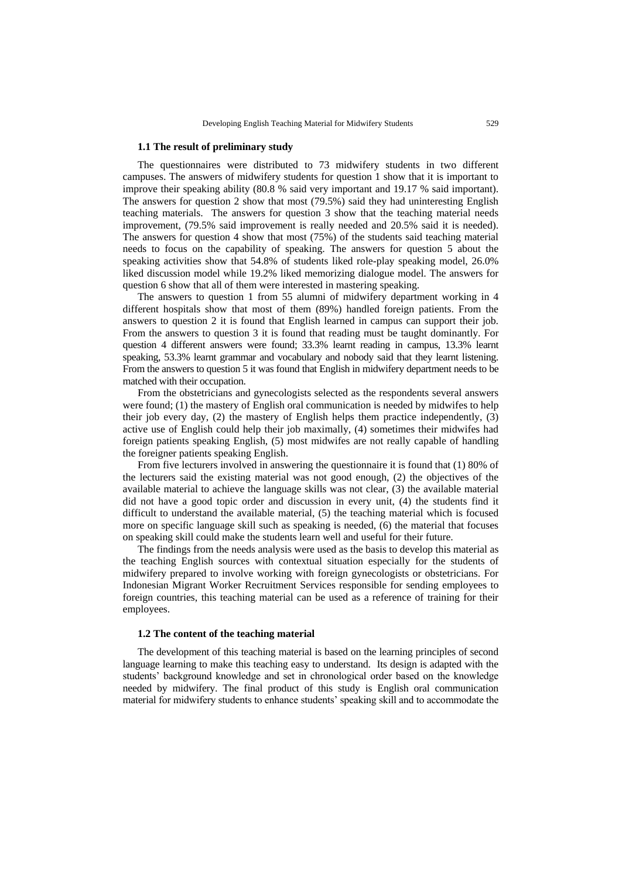### 1.1 The result of preliminary study

The questionnaires were distributed to 73 midwifery students in two different campuses. The answers of midwifery students for question 1 show that it is important to improve their speaking ability (80.8 % said very important and 19.17 % said important). The answers for question 2 show that most (79.5%) said they had uninteresting English teaching materials. The answers for question 3 show that the teaching material needs improvement, (79.5% said improvement is really needed and 20.5% said it is needed). The answers for question 4 show that most (75%) of the students said teaching material needs to focus on the capability of speaking. The answers for question 5 about the speaking activities show that 54.8% of students liked role-play speaking model, 26.0% liked discussion model while 19.2% liked memorizing dialogue model. The answers for question 6 show that all of them were interested in mastering speaking.

The answers to question 1 from 55 alumni of midwifery department working in 4 different hospitals show that most of them (89%) handled foreign patients. From the answers to question 2 it is found that English learned in campus can support their job. From the answers to question 3 it is found that reading must be taught dominantly. For question 4 different answers were found; 33.3% learnt reading in campus, 13.3% learnt speaking, 53.3% learnt grammar and vocabulary and nobody said that they learnt listening. From the answers to question 5 it was found that English in midwifery department needs to be matched with their occupation.

From the obstetricians and gynecologists selected as the respondents several answers were found; (1) the mastery of English oral communication is needed by midwifes to help their job every day, (2) the mastery of English helps them practice independently, (3) active use of English could help their job maximally, (4) sometimes their midwifes had foreign patients speaking English, (5) most midwifes are not really capable of handling the foreigner patients speaking English.

From five lecturers involved in answering the questionnaire it is found that (1) 80% of the lecturers said the existing material was not good enough, (2) the objectives of the available material to achieve the language skills was not clear, (3) the available material did not have a good topic order and discussion in every unit, (4) the students find it difficult to understand the available material, (5) the teaching material which is focused more on specific language skill such as speaking is needed, (6) the material that focuses on speaking skill could make the students learn well and useful for their future.

The findings from the needs analysis were used as the basis to develop this material as the teaching English sources with contextual situation especially for the students of midwifery prepared to involve working with foreign gynecologists or obstetricians. For Indonesian Migrant Worker Recruitment Services responsible for sending employees to foreign countries, this teaching material can be used as a reference of training for their employees.

### 1.2 The content of the teaching material

The development of this teaching material is based on the learning principles of second language learning to make this teaching easy to understand. Its design is adapted with the students' background knowledge and set in chronological order based on the knowledge needed by midwifery. The final product of this study is English oral communication material for midwifery students to enhance students' speaking skill and to accommodate the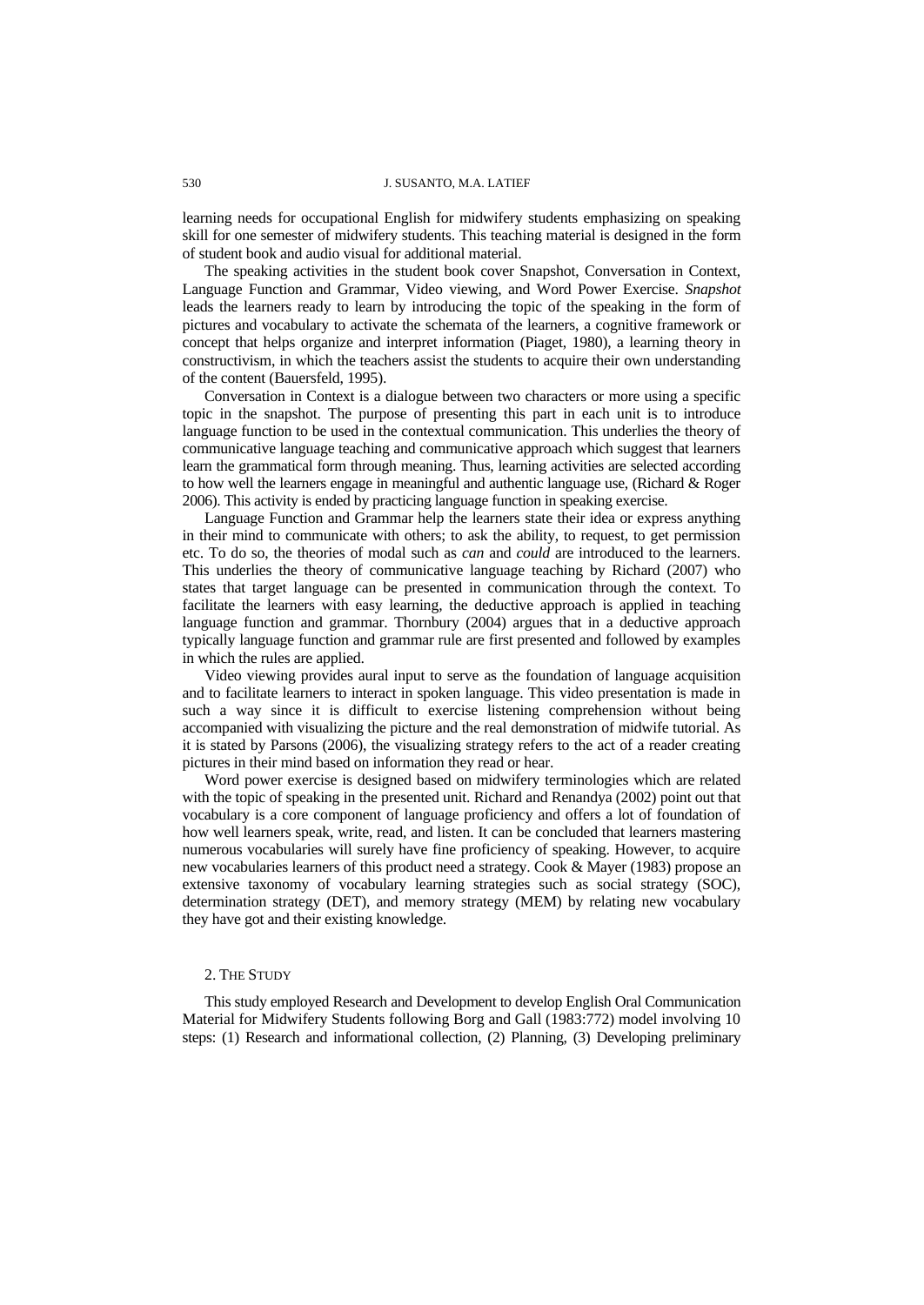learning needs for occupational English for midwifery students emphasizing on speaking skill for one semester of midwifery students. This teaching material is designed in the form of student book and audio visual for additional material.

The speaking activities in the student book cover Snapshot, Conversation in Context, Language Function and Grammar, Video viewing, and Word Power Exercise. *Snapshot* leads the learners ready to learn by introducing the topic of the speaking in the form of pictures and vocabulary to activate the schemata of the learners, a cognitive framework or concept that helps organize and interpret information (Piaget, 1980), a learning theory in constructivism, in which the teachers assist the students to acquire their own understanding of the content (Bauersfeld, 1995).

Conversation in Context is a dialogue between two characters or more using a specific topic in the snapshot. The purpose of presenting this part in each unit is to introduce language function to be used in the contextual communication. This underlies the theory of communicative language teaching and communicative approach which suggest that learners learn the grammatical form through meaning. Thus, learning activities are selected according to how well the learners engage in meaningful and authentic language use, (Richard & Roger 2006). This activity is ended by practicing language function in speaking exercise.

Language Function and Grammar help the learners state their idea or express anything in their mind to communicate with others; to ask the ability, to request, to get permission etc. To do so, the theories of modal such as *can* and *could* are introduced to the learners. This underlies the theory of communicative language teaching by Richard (2007) who states that target language can be presented in communication through the context. To facilitate the learners with easy learning, the deductive approach is applied in teaching language function and grammar. Thornbury (2004) argues that in a deductive approach typically language function and grammar rule are first presented and followed by examples in which the rules are applied.

Video viewing provides aural input to serve as the foundation of language acquisition and to facilitate learners to interact in spoken language. This video presentation is made in such a way since it is difficult to exercise listening comprehension without being accompanied with visualizing the picture and the real demonstration of midwife tutorial. As it is stated by Parsons (2006), the visualizing strategy refers to the act of a reader creating pictures in their mind based on information they read or hear.

Word power exercise is designed based on midwifery terminologies which are related with the topic of speaking in the presented unit. Richard and Renandya (2002) point out that vocabulary is a core component of language proficiency and offers a lot of foundation of how well learners speak, write, read, and listen. It can be concluded that learners mastering numerous vocabularies will surely have fine proficiency of speaking. However, to acquire new vocabularies learners of this product need a strategy. Cook & Mayer (1983) propose an extensive taxonomy of vocabulary learning strategies such as social strategy (SOC), determination strategy (DET), and memory strategy (MEM) by relating new vocabulary they have got and their existing knowledge.

## 2. The Study

This study employed Research and Development to develop English Oral Communication Material for Midwifery Students following Borg and Gall (1983:772) model involving 10 steps: (1) Research and informational collection, (2) Planning, (3) Developing preliminary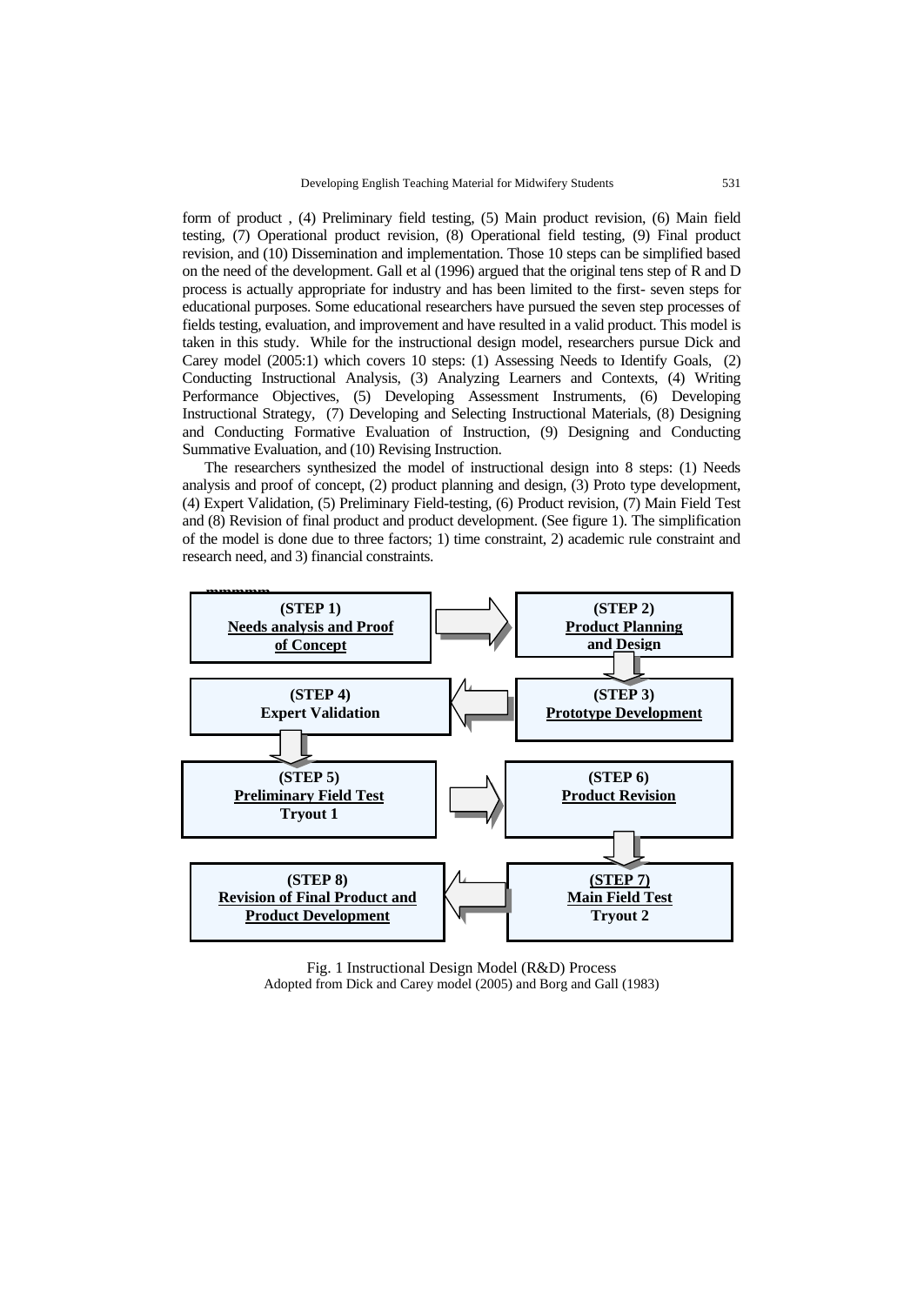form of product , (4) Preliminary field testing, (5) Main product revision, (6) Main field testing, (7) Operational product revision, (8) Operational field testing, (9) Final product revision, and (10) Dissemination and implementation. Those 10 steps can be simplified based on the need of the development. Gall et al (1996) argued that the original tens step of R and D process is actually appropriate for industry and has been limited to the first- seven steps for educational purposes. Some educational researchers have pursued the seven step processes of fields testing, evaluation, and improvement and have resulted in a valid product. This model is taken in this study. While for the instructional design model, researchers pursue Dick and Carey model (2005:1) which covers 10 steps: (1) Assessing Needs to Identify Goals, (2) Conducting Instructional Analysis, (3) Analyzing Learners and Contexts, (4) Writing Performance Objectives, (5) Developing Assessment Instruments, (6) Developing Instructional Strategy, (7) Developing and Selecting Instructional Materials, (8) Designing and Conducting Formative Evaluation of Instruction, (9) Designing and Conducting Summative Evaluation, and (10) Revising Instruction.

The researchers synthesized the model of instructional design into 8 steps: (1) Needs analysis and proof of concept, (2) product planning and design, (3) Proto type development, (4) Expert Validation, (5) Preliminary Field-testing, (6) Product revision, (7) Main Field Test and (8) Revision of final product and product development. (See figure 1). The simplification of the model is done due to three factors; 1) time constraint, 2) academic rule constraint and research need, and 3) financial constraints.

**(STEP 1)**
**Needs analysis and Proof of Concept**

**(STEP 2)**
**Product Planning and Design**

**(STEP 3)**
**Prototype Development**

**(STEP 4)**
**Expert Validation**

**(STEP 5)**
**Preliminary Field Test**
**Tryout 1**

**(STEP 6)**
**Product Revision**

**(STEP 7)**
**Main Field Test**
**Tryout 2**

**(STEP 8)**
**Revision of Final Product and Product Development**

Fig. 1 Instructional Design Model (R&D) Process
Adopted from Dick and Carey model (2005) and Borg and Gall (1983)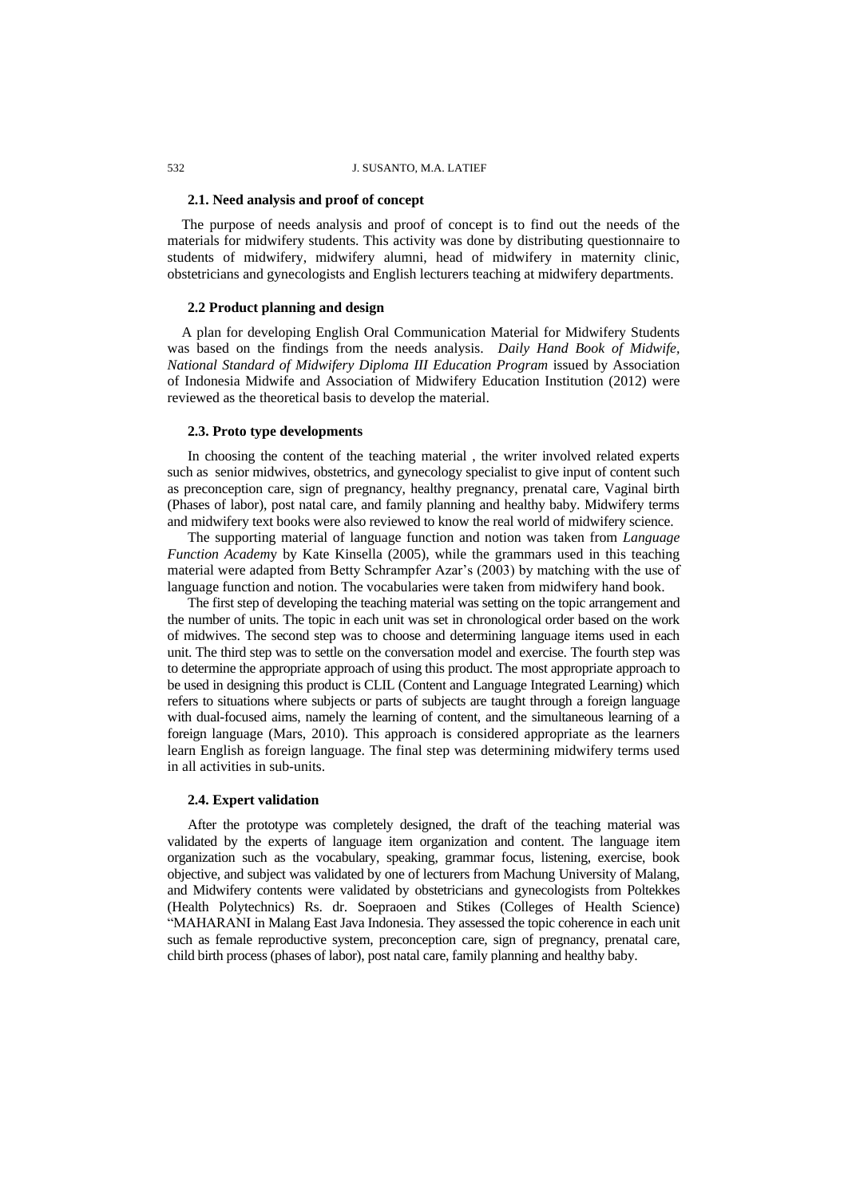### 2.1. Need analysis and proof of concept

The purpose of needs analysis and proof of concept is to find out the needs of the materials for midwifery students. This activity was done by distributing questionnaire to students of midwifery, midwifery alumni, head of midwifery in maternity clinic, obstetricians and gynecologists and English lecturers teaching at midwifery departments.

### 2.2 Product planning and design

A plan for developing English Oral Communication Material for Midwifery Students was based on the findings from the needs analysis. *Daily Hand Book of Midwife, National Standard of Midwifery Diploma III Education Program* issued by Association of Indonesia Midwife and Association of Midwifery Education Institution (2012) were reviewed as the theoretical basis to develop the material.

### 2.3. Proto type developments

In choosing the content of the teaching material , the writer involved related experts such as senior midwives, obstetrics, and gynecology specialist to give input of content such as preconception care, sign of pregnancy, healthy pregnancy, prenatal care, Vaginal birth (Phases of labor), post natal care, and family planning and healthy baby. Midwifery terms and midwifery text books were also reviewed to know the real world of midwifery science.

The supporting material of language function and notion was taken from *Language Function Academy* by Kate Kinsella (2005), while the grammars used in this teaching material were adapted from Betty Schrampfer Azar's (2003) by matching with the use of language function and notion. The vocabularies were taken from midwifery hand book.

The first step of developing the teaching material was setting on the topic arrangement and the number of units. The topic in each unit was set in chronological order based on the work of midwives. The second step was to choose and determining language items used in each unit. The third step was to settle on the conversation model and exercise. The fourth step was to determine the appropriate approach of using this product. The most appropriate approach to be used in designing this product is CLIL (Content and Language Integrated Learning) which refers to situations where subjects or parts of subjects are taught through a foreign language with dual-focused aims, namely the learning of content, and the simultaneous learning of a foreign language (Mars, 2010). This approach is considered appropriate as the learners learn English as foreign language. The final step was determining midwifery terms used in all activities in sub-units.

### 2.4. Expert validation

After the prototype was completely designed, the draft of the teaching material was validated by the experts of language item organization and content. The language item organization such as the vocabulary, speaking, grammar focus, listening, exercise, book objective, and subject was validated by one of lecturers from Machung University of Malang, and Midwifery contents were validated by obstetricians and gynecologists from Poltekkes (Health Polytechnics) Rs. dr. Soepraoen and Stikes (Colleges of Health Science) "MAHARANI in Malang East Java Indonesia. They assessed the topic coherence in each unit such as female reproductive system, preconception care, sign of pregnancy, prenatal care, child birth process (phases of labor), post natal care, family planning and healthy baby.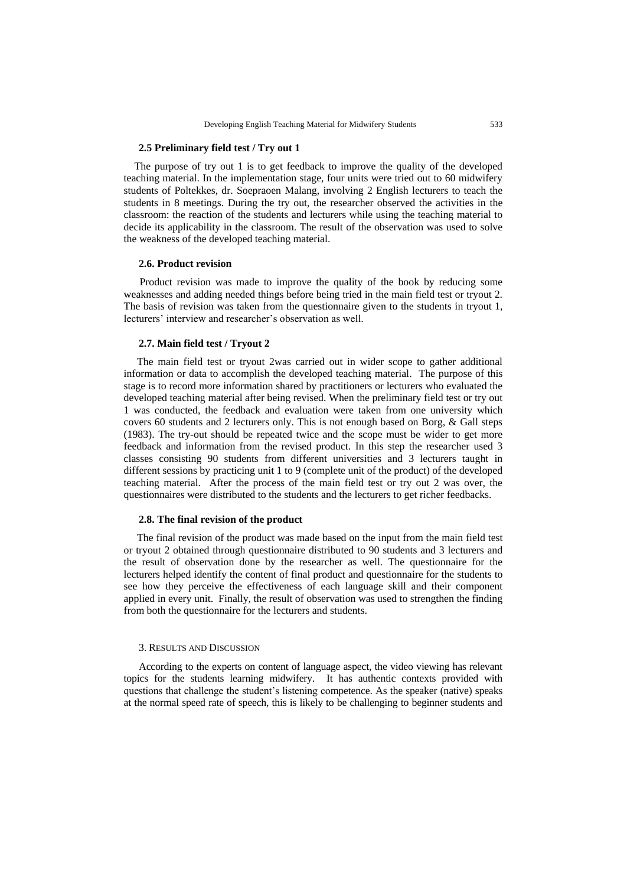### 2.5 Preliminary field test / Try out 1

The purpose of try out 1 is to get feedback to improve the quality of the developed teaching material. In the implementation stage, four units were tried out to 60 midwifery students of Poltekkes, dr. Soepraoen Malang, involving 2 English lecturers to teach the students in 8 meetings. During the try out, the researcher observed the activities in the classroom: the reaction of the students and lecturers while using the teaching material to decide its applicability in the classroom. The result of the observation was used to solve the weakness of the developed teaching material.

### 2.6. Product revision

Product revision was made to improve the quality of the book by reducing some weaknesses and adding needed things before being tried in the main field test or tryout 2. The basis of revision was taken from the questionnaire given to the students in tryout 1, lecturers' interview and researcher's observation as well.

### 2.7. Main field test / Tryout 2

The main field test or tryout 2was carried out in wider scope to gather additional information or data to accomplish the developed teaching material. The purpose of this stage is to record more information shared by practitioners or lecturers who evaluated the developed teaching material after being revised. When the preliminary field test or try out 1 was conducted, the feedback and evaluation were taken from one university which covers 60 students and 2 lecturers only. This is not enough based on Borg, & Gall steps (1983). The try-out should be repeated twice and the scope must be wider to get more feedback and information from the revised product. In this step the researcher used 3 classes consisting 90 students from different universities and 3 lecturers taught in different sessions by practicing unit 1 to 9 (complete unit of the product) of the developed teaching material. After the process of the main field test or try out 2 was over, the questionnaires were distributed to the students and the lecturers to get richer feedbacks.

### 2.8. The final revision of the product

The final revision of the product was made based on the input from the main field test or tryout 2 obtained through questionnaire distributed to 90 students and 3 lecturers and the result of observation done by the researcher as well. The questionnaire for the lecturers helped identify the content of final product and questionnaire for the students to see how they perceive the effectiveness of each language skill and their component applied in every unit. Finally, the result of observation was used to strengthen the finding from both the questionnaire for the lecturers and students.

## 3. Results and Discussion

According to the experts on content of language aspect, the video viewing has relevant topics for the students learning midwifery. It has authentic contexts provided with questions that challenge the student's listening competence. As the speaker (native) speaks at the normal speed rate of speech, this is likely to be challenging to beginner students and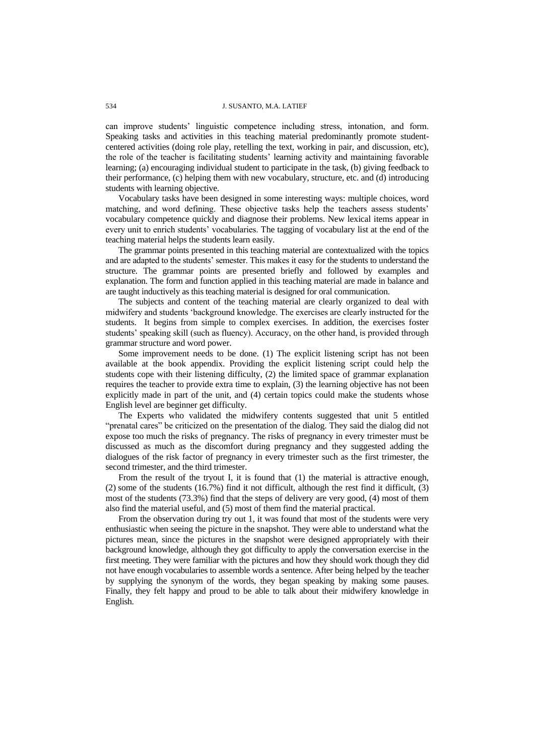can improve students' linguistic competence including stress, intonation, and form. Speaking tasks and activities in this teaching material predominantly promote student-centered activities (doing role play, retelling the text, working in pair, and discussion, etc), the role of the teacher is facilitating students' learning activity and maintaining favorable learning; (a) encouraging individual student to participate in the task, (b) giving feedback to their performance, (c) helping them with new vocabulary, structure, etc. and (d) introducing students with learning objective.

Vocabulary tasks have been designed in some interesting ways: multiple choices, word matching, and word defining. These objective tasks help the teachers assess students' vocabulary competence quickly and diagnose their problems. New lexical items appear in every unit to enrich students' vocabularies. The tagging of vocabulary list at the end of the teaching material helps the students learn easily.

The grammar points presented in this teaching material are contextualized with the topics and are adapted to the students' semester. This makes it easy for the students to understand the structure. The grammar points are presented briefly and followed by examples and explanation. The form and function applied in this teaching material are made in balance and are taught inductively as this teaching material is designed for oral communication.

The subjects and content of the teaching material are clearly organized to deal with midwifery and students 'background knowledge. The exercises are clearly instructed for the students. It begins from simple to complex exercises. In addition, the exercises foster students' speaking skill (such as fluency). Accuracy, on the other hand, is provided through grammar structure and word power.

Some improvement needs to be done. (1) The explicit listening script has not been available at the book appendix. Providing the explicit listening script could help the students cope with their listening difficulty, (2) the limited space of grammar explanation requires the teacher to provide extra time to explain, (3) the learning objective has not been explicitly made in part of the unit, and (4) certain topics could make the students whose English level are beginner get difficulty.

The Experts who validated the midwifery contents suggested that unit 5 entitled "prenatal cares" be criticized on the presentation of the dialog. They said the dialog did not expose too much the risks of pregnancy. The risks of pregnancy in every trimester must be discussed as much as the discomfort during pregnancy and they suggested adding the dialogues of the risk factor of pregnancy in every trimester such as the first trimester, the second trimester, and the third trimester.

From the result of the tryout I, it is found that (1) the material is attractive enough, (2) some of the students (16.7%) find it not difficult, although the rest find it difficult, (3) most of the students (73.3%) find that the steps of delivery are very good, (4) most of them also find the material useful, and (5) most of them find the material practical.

From the observation during try out 1, it was found that most of the students were very enthusiastic when seeing the picture in the snapshot. They were able to understand what the pictures mean, since the pictures in the snapshot were designed appropriately with their background knowledge, although they got difficulty to apply the conversation exercise in the first meeting. They were familiar with the pictures and how they should work though they did not have enough vocabularies to assemble words a sentence. After being helped by the teacher by supplying the synonym of the words, they began speaking by making some pauses. Finally, they felt happy and proud to be able to talk about their midwifery knowledge in English.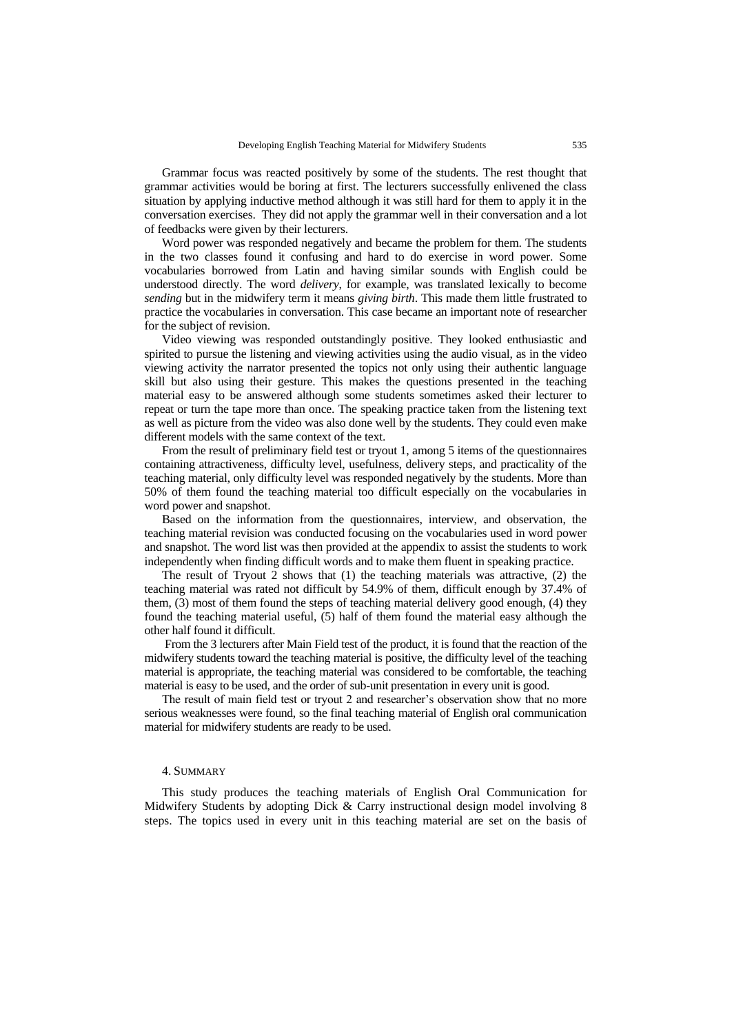Grammar focus was reacted positively by some of the students. The rest thought that grammar activities would be boring at first. The lecturers successfully enlivened the class situation by applying inductive method although it was still hard for them to apply it in the conversation exercises. They did not apply the grammar well in their conversation and a lot of feedbacks were given by their lecturers.

Word power was responded negatively and became the problem for them. The students in the two classes found it confusing and hard to do exercise in word power. Some vocabularies borrowed from Latin and having similar sounds with English could be understood directly. The word *delivery*, for example, was translated lexically to become *sending* but in the midwifery term it means *giving birth*. This made them little frustrated to practice the vocabularies in conversation. This case became an important note of researcher for the subject of revision.

Video viewing was responded outstandingly positive. They looked enthusiastic and spirited to pursue the listening and viewing activities using the audio visual, as in the video viewing activity the narrator presented the topics not only using their authentic language skill but also using their gesture. This makes the questions presented in the teaching material easy to be answered although some students sometimes asked their lecturer to repeat or turn the tape more than once. The speaking practice taken from the listening text as well as picture from the video was also done well by the students. They could even make different models with the same context of the text.

From the result of preliminary field test or tryout 1, among 5 items of the questionnaires containing attractiveness, difficulty level, usefulness, delivery steps, and practicality of the teaching material, only difficulty level was responded negatively by the students. More than 50% of them found the teaching material too difficult especially on the vocabularies in word power and snapshot.

Based on the information from the questionnaires, interview, and observation, the teaching material revision was conducted focusing on the vocabularies used in word power and snapshot. The word list was then provided at the appendix to assist the students to work independently when finding difficult words and to make them fluent in speaking practice.

The result of Tryout 2 shows that (1) the teaching materials was attractive, (2) the teaching material was rated not difficult by 54.9% of them, difficult enough by 37.4% of them, (3) most of them found the steps of teaching material delivery good enough, (4) they found the teaching material useful, (5) half of them found the material easy although the other half found it difficult.

From the 3 lecturers after Main Field test of the product, it is found that the reaction of the midwifery students toward the teaching material is positive, the difficulty level of the teaching material is appropriate, the teaching material was considered to be comfortable, the teaching material is easy to be used, and the order of sub-unit presentation in every unit is good.

The result of main field test or tryout 2 and researcher's observation show that no more serious weaknesses were found, so the final teaching material of English oral communication material for midwifery students are ready to be used.

## 4. SUMMARY

This study produces the teaching materials of English Oral Communication for Midwifery Students by adopting Dick & Carry instructional design model involving 8 steps. The topics used in every unit in this teaching material are set on the basis of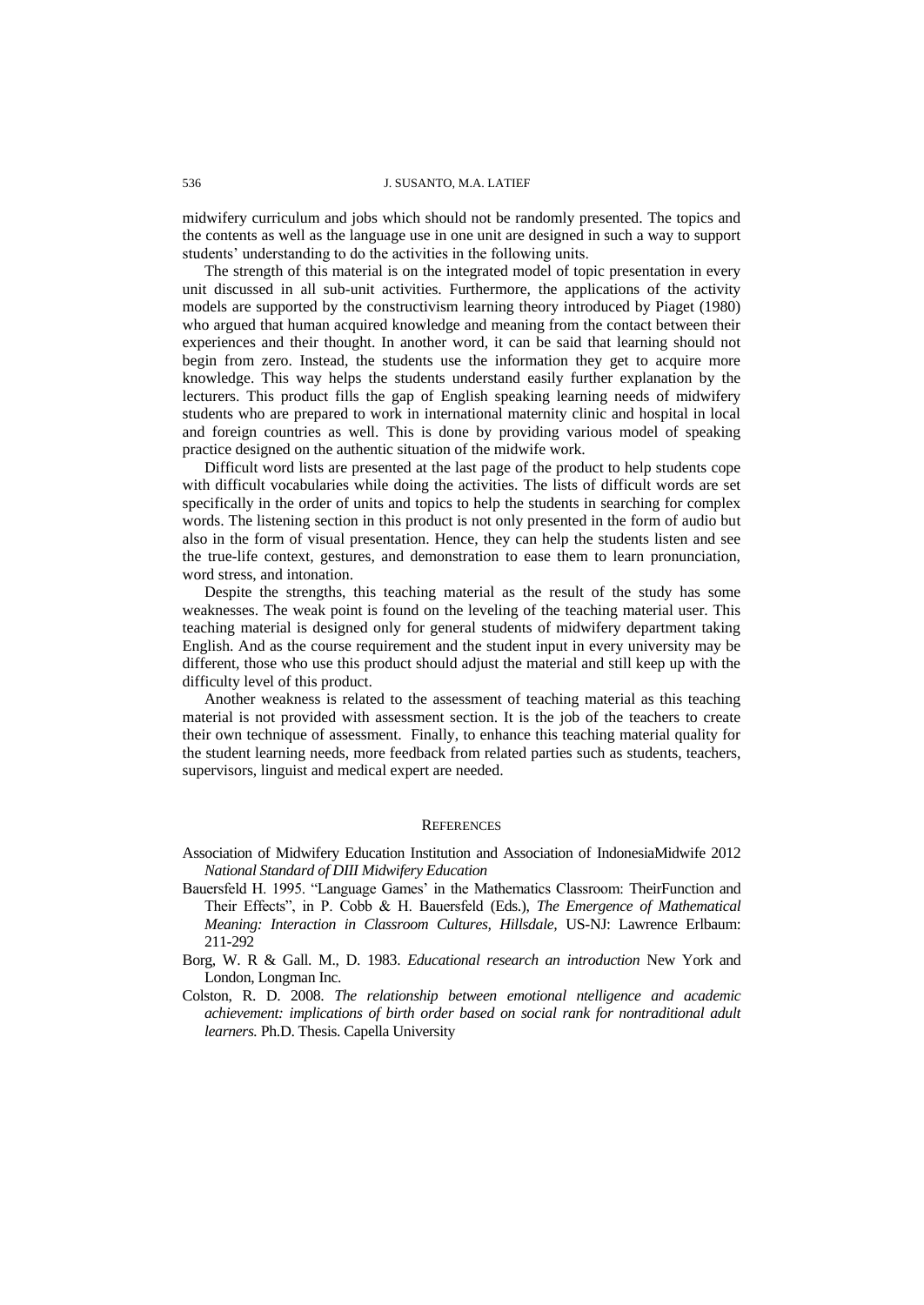midwifery curriculum and jobs which should not be randomly presented. The topics and the contents as well as the language use in one unit are designed in such a way to support students' understanding to do the activities in the following units.

The strength of this material is on the integrated model of topic presentation in every unit discussed in all sub-unit activities. Furthermore, the applications of the activity models are supported by the constructivism learning theory introduced by Piaget (1980) who argued that human acquired knowledge and meaning from the contact between their experiences and their thought. In another word, it can be said that learning should not begin from zero. Instead, the students use the information they get to acquire more knowledge. This way helps the students understand easily further explanation by the lecturers. This product fills the gap of English speaking learning needs of midwifery students who are prepared to work in international maternity clinic and hospital in local and foreign countries as well. This is done by providing various model of speaking practice designed on the authentic situation of the midwife work.

Difficult word lists are presented at the last page of the product to help students cope with difficult vocabularies while doing the activities. The lists of difficult words are set specifically in the order of units and topics to help the students in searching for complex words. The listening section in this product is not only presented in the form of audio but also in the form of visual presentation. Hence, they can help the students listen and see the true-life context, gestures, and demonstration to ease them to learn pronunciation, word stress, and intonation.

Despite the strengths, this teaching material as the result of the study has some weaknesses. The weak point is found on the leveling of the teaching material user. This teaching material is designed only for general students of midwifery department taking English. And as the course requirement and the student input in every university may be different, those who use this product should adjust the material and still keep up with the difficulty level of this product.

Another weakness is related to the assessment of teaching material as this teaching material is not provided with assessment section. It is the job of the teachers to create their own technique of assessment. Finally, to enhance this teaching material quality for the student learning needs, more feedback from related parties such as students, teachers, supervisors, linguist and medical expert are needed.

## References

Association of Midwifery Education Institution and Association of IndonesiaMidwife 2012 *National Standard of DIII Midwifery Education*

Bauersfeld H. 1995. "Language Games' in the Mathematics Classroom: TheirFunction and Their Effects", in P. Cobb & H. Bauersfeld (Eds.), *The Emergence of Mathematical Meaning: Interaction in Classroom Cultures, Hillsdale,* US-NJ: Lawrence Erlbaum: 211-292

Borg, W. R & Gall. M., D. 1983. *Educational research an introduction* New York and London, Longman Inc.

Colston, R. D. 2008. *The relationship between emotional ntelligence and academic achievement: implications of birth order based on social rank for nontraditional adult learners.* Ph.D. Thesis. Capella University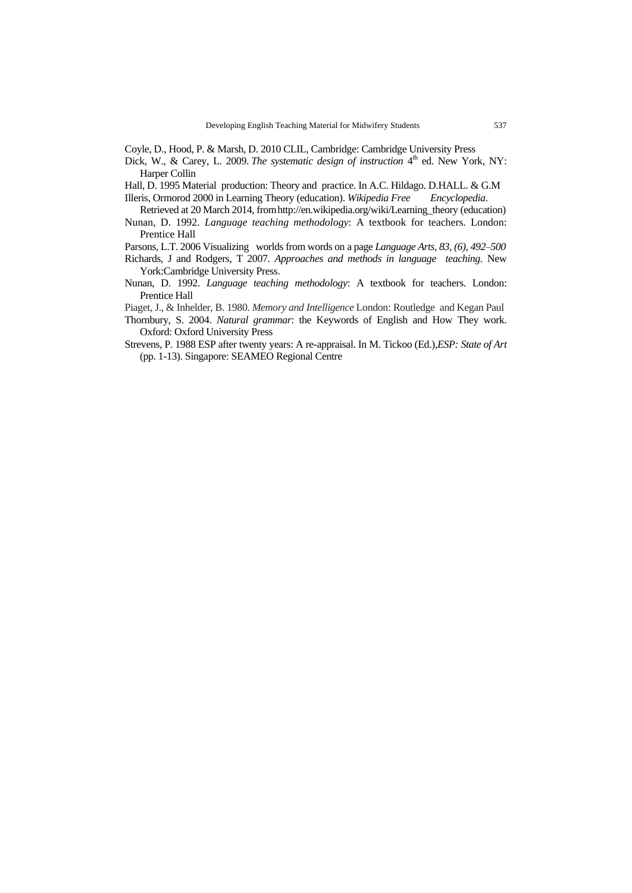Coyle, D., Hood, P. & Marsh, D. 2010 CLIL, Cambridge: Cambridge University Press

Dick, W., & Carey, L. 2009. *The systematic design of instruction* 4th ed. New York, NY: Harper Collin

Hall, D. 1995 Material production: Theory and practice. In A.C. Hildago. D.HALL. & G.M

Illeris, Ormorod 2000 in Learning Theory (education). *Wikipedia Free Encyclopedia*. Retrieved at 20 March 2014, from http://en.wikipedia.org/wiki/Learning_theory (education)

Nunan, D. 1992. *Language teaching methodology*: A textbook for teachers. London: Prentice Hall

Parsons, L.T. 2006 Visualizing worlds from words on a page *Language Arts, 83, (6), 492–500*

Richards, J and Rodgers, T 2007. *Approaches and methods in language teaching.* New York:Cambridge University Press.

Nunan, D. 1992. *Language teaching methodology*: A textbook for teachers. London: Prentice Hall

Piaget, J., & Inhelder, B. 1980. *Memory and Intelligence* London: Routledge and Kegan Paul

Thornbury, S. 2004. *Natural grammar*: the Keywords of English and How They work. Oxford: Oxford University Press

Strevens, P. 1988 ESP after twenty years: A re-appraisal. In M. Tickoo (Ed.),*ESP: State of Art* (pp. 1-13). Singapore: SEAMEO Regional Centre